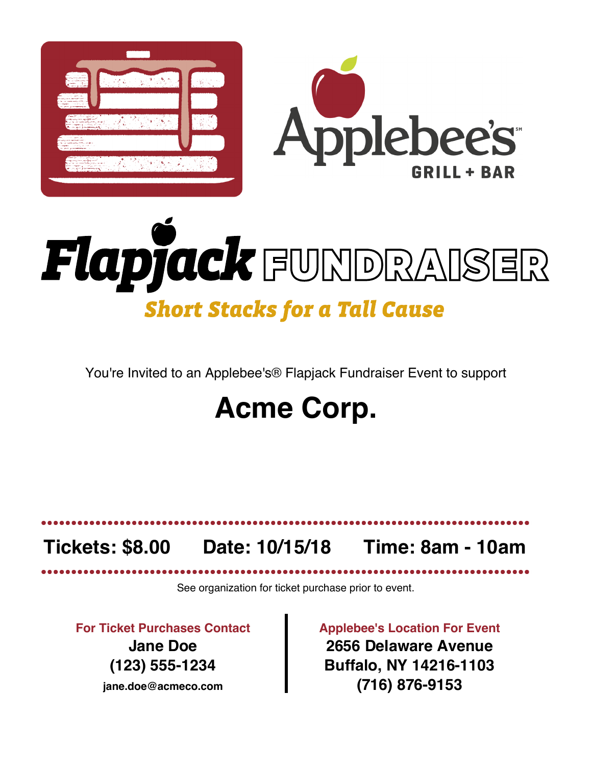Applebee's

GRILL + BAR

# Flapjack FUNDRAISER

## *Short Stacks for a Tall Cause*

You're Invited to an Applebee's® Flapjack Fundraiser Event to support

# Acme Corp.

**Tickets: $8.00** **Date: 10/15/18** **Time: 8am - 10am**

See organization for ticket purchase prior to event.

**For Ticket Purchases Contact**

**Jane Doe**
**(123) 555-1234**
**jane.doe@acmeco.com**

**Applebee's Location For Event**

**2656 Delaware Avenue**
**Buffalo, NY 14216-1103**
**(716) 876-9153**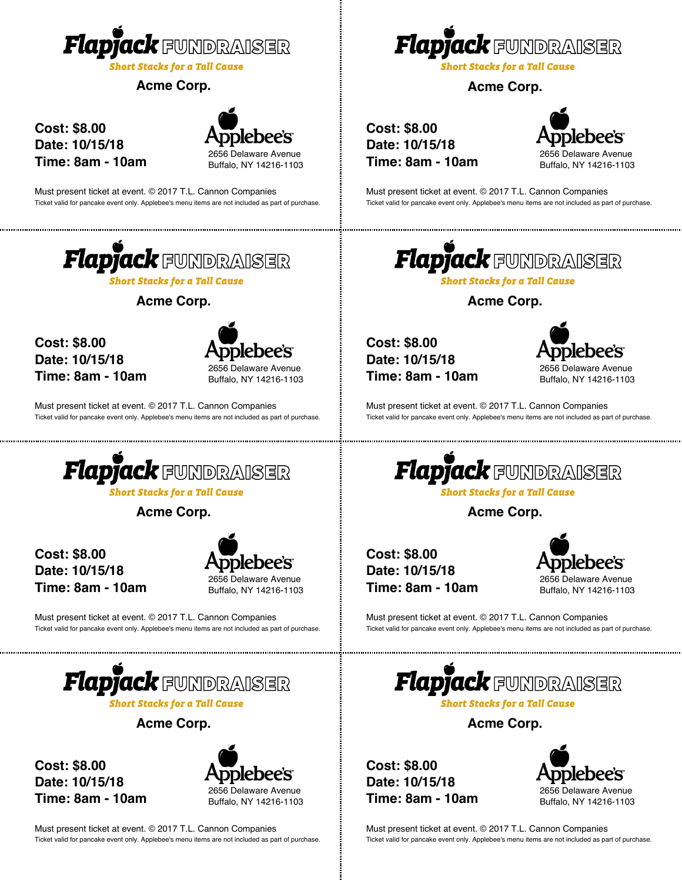# Flapjack FUNDRAISER

*Short Stacks for a Tall Cause*

**Acme Corp.**

**Cost: $8.00**
**Date: 10/15/18**
**Time: 8am - 10am**

Applebee's
2656 Delaware Avenue
Buffalo, NY 14216-1103

Must present ticket at event. © 2017 T.L. Cannon Companies
Ticket valid for pancake event only. Applebee's menu items are not included as part of purchase.

---

# Flapjack FUNDRAISER

*Short Stacks for a Tall Cause*

**Acme Corp.**

**Cost: $8.00**
**Date: 10/15/18**
**Time: 8am - 10am**

Applebee's
2656 Delaware Avenue
Buffalo, NY 14216-1103

Must present ticket at event. © 2017 T.L. Cannon Companies
Ticket valid for pancake event only. Applebee's menu items are not included as part of purchase.

---

# Flapjack FUNDRAISER

*Short Stacks for a Tall Cause*

**Acme Corp.**

**Cost: $8.00**
**Date: 10/15/18**
**Time: 8am - 10am**

Applebee's
2656 Delaware Avenue
Buffalo, NY 14216-1103

Must present ticket at event. © 2017 T.L. Cannon Companies
Ticket valid for pancake event only. Applebee's menu items are not included as part of purchase.

---

# Flapjack FUNDRAISER

*Short Stacks for a Tall Cause*

**Acme Corp.**

**Cost: $8.00**
**Date: 10/15/18**
**Time: 8am - 10am**

Applebee's
2656 Delaware Avenue
Buffalo, NY 14216-1103

Must present ticket at event. © 2017 T.L. Cannon Companies
Ticket valid for pancake event only. Applebee's menu items are not included as part of purchase.

---

# Flapjack FUNDRAISER

*Short Stacks for a Tall Cause*

**Acme Corp.**

**Cost: $8.00**
**Date: 10/15/18**
**Time: 8am - 10am**

Applebee's
2656 Delaware Avenue
Buffalo, NY 14216-1103

Must present ticket at event. © 2017 T.L. Cannon Companies
Ticket valid for pancake event only. Applebee's menu items are not included as part of purchase.

---

# Flapjack FUNDRAISER

*Short Stacks for a Tall Cause*

**Acme Corp.**

**Cost: $8.00**
**Date: 10/15/18**
**Time: 8am - 10am**

Applebee's
2656 Delaware Avenue
Buffalo, NY 14216-1103

Must present ticket at event. © 2017 T.L. Cannon Companies
Ticket valid for pancake event only. Applebee's menu items are not included as part of purchase.

---

# Flapjack FUNDRAISER

*Short Stacks for a Tall Cause*

**Acme Corp.**

**Cost: $8.00**
**Date: 10/15/18**
**Time: 8am - 10am**

Applebee's
2656 Delaware Avenue
Buffalo, NY 14216-1103

Must present ticket at event. © 2017 T.L. Cannon Companies
Ticket valid for pancake event only. Applebee's menu items are not included as part of purchase.

---

# Flapjack FUNDRAISER

*Short Stacks for a Tall Cause*

**Acme Corp.**

**Cost: $8.00**
**Date: 10/15/18**
**Time: 8am - 10am**

Applebee's
2656 Delaware Avenue
Buffalo, NY 14216-1103

Must present ticket at event. © 2017 T.L. Cannon Companies
Ticket valid for pancake event only. Applebee's menu items are not included as part of purchase.